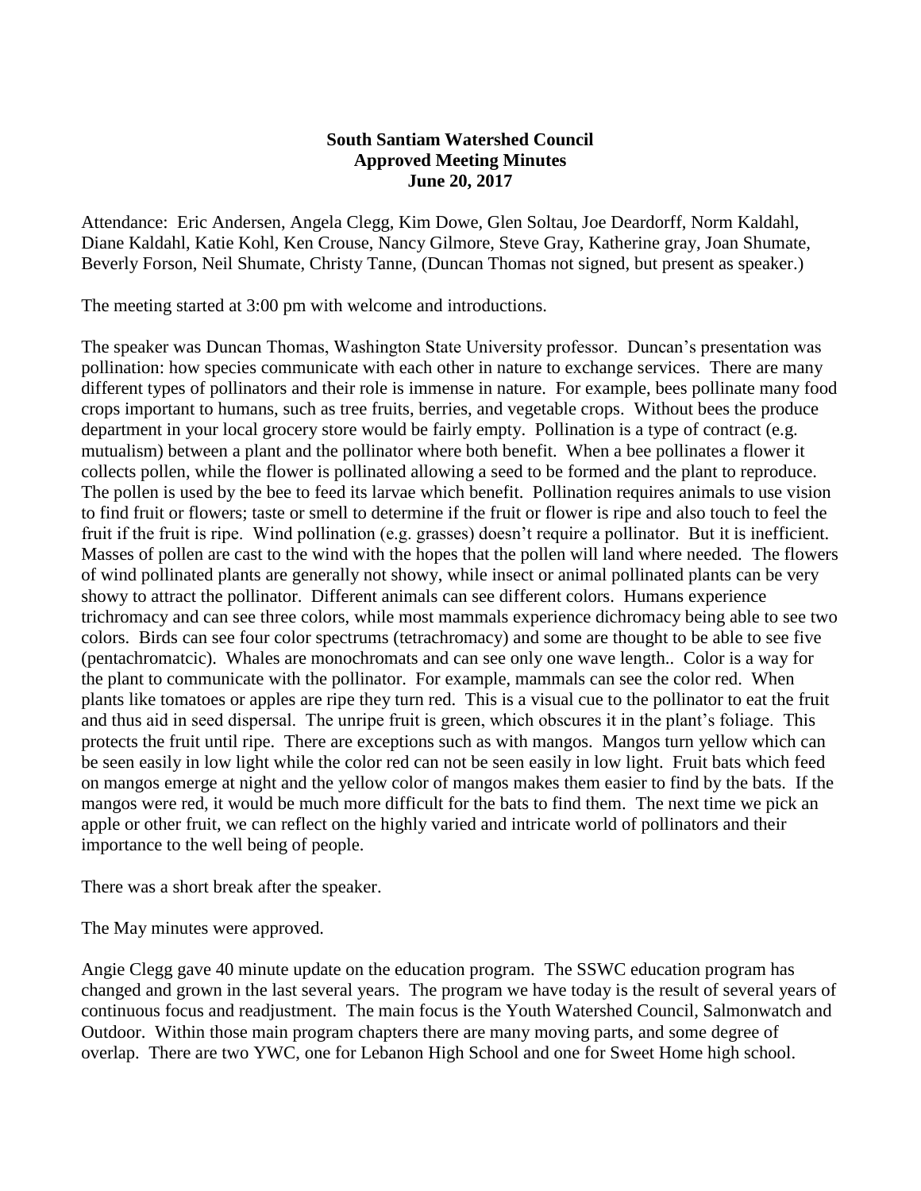**South Santiam Watershed Council**
**Approved Meeting Minutes**
**June 20, 2017**

Attendance: Eric Andersen, Angela Clegg, Kim Dowe, Glen Soltau, Joe Deardorff, Norm Kaldahl, Diane Kaldahl, Katie Kohl, Ken Crouse, Nancy Gilmore, Steve Gray, Katherine gray, Joan Shumate, Beverly Forson, Neil Shumate, Christy Tanne, (Duncan Thomas not signed, but present as speaker.)

The meeting started at 3:00 pm with welcome and introductions.

The speaker was Duncan Thomas, Washington State University professor. Duncan's presentation was pollination: how species communicate with each other in nature to exchange services. There are many different types of pollinators and their role is immense in nature. For example, bees pollinate many food crops important to humans, such as tree fruits, berries, and vegetable crops. Without bees the produce department in your local grocery store would be fairly empty. Pollination is a type of contract (e.g. mutualism) between a plant and the pollinator where both benefit. When a bee pollinates a flower it collects pollen, while the flower is pollinated allowing a seed to be formed and the plant to reproduce. The pollen is used by the bee to feed its larvae which benefit. Pollination requires animals to use vision to find fruit or flowers; taste or smell to determine if the fruit or flower is ripe and also touch to feel the fruit if the fruit is ripe. Wind pollination (e.g. grasses) doesn't require a pollinator. But it is inefficient. Masses of pollen are cast to the wind with the hopes that the pollen will land where needed. The flowers of wind pollinated plants are generally not showy, while insect or animal pollinated plants can be very showy to attract the pollinator. Different animals can see different colors. Humans experience trichromacy and can see three colors, while most mammals experience dichromacy being able to see two colors. Birds can see four color spectrums (tetrachromacy) and some are thought to be able to see five (pentachromatcic). Whales are monochromats and can see only one wave length.. Color is a way for the plant to communicate with the pollinator. For example, mammals can see the color red. When plants like tomatoes or apples are ripe they turn red. This is a visual cue to the pollinator to eat the fruit and thus aid in seed dispersal. The unripe fruit is green, which obscures it in the plant's foliage. This protects the fruit until ripe. There are exceptions such as with mangos. Mangos turn yellow which can be seen easily in low light while the color red can not be seen easily in low light. Fruit bats which feed on mangos emerge at night and the yellow color of mangos makes them easier to find by the bats. If the mangos were red, it would be much more difficult for the bats to find them. The next time we pick an apple or other fruit, we can reflect on the highly varied and intricate world of pollinators and their importance to the well being of people.

There was a short break after the speaker.

The May minutes were approved.

Angie Clegg gave 40 minute update on the education program. The SSWC education program has changed and grown in the last several years. The program we have today is the result of several years of continuous focus and readjustment. The main focus is the Youth Watershed Council, Salmonwatch and Outdoor. Within those main program chapters there are many moving parts, and some degree of overlap. There are two YWC, one for Lebanon High School and one for Sweet Home high school.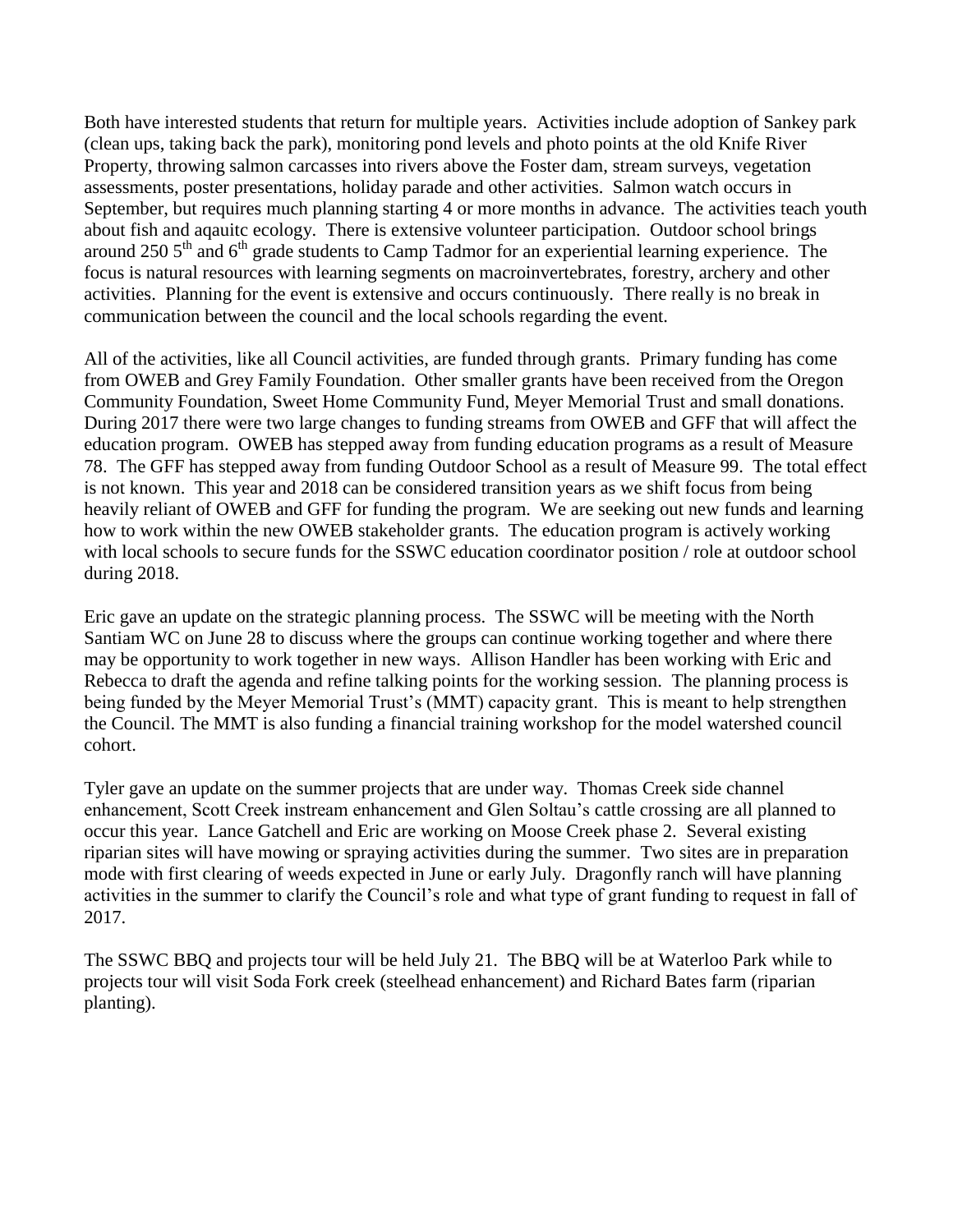Both have interested students that return for multiple years. Activities include adoption of Sankey park (clean ups, taking back the park), monitoring pond levels and photo points at the old Knife River Property, throwing salmon carcasses into rivers above the Foster dam, stream surveys, vegetation assessments, poster presentations, holiday parade and other activities. Salmon watch occurs in September, but requires much planning starting 4 or more months in advance. The activities teach youth about fish and aqauitc ecology. There is extensive volunteer participation. Outdoor school brings around 250 5th and 6th grade students to Camp Tadmor for an experiential learning experience. The focus is natural resources with learning segments on macroinvertebrates, forestry, archery and other activities. Planning for the event is extensive and occurs continuously. There really is no break in communication between the council and the local schools regarding the event.

All of the activities, like all Council activities, are funded through grants. Primary funding has come from OWEB and Grey Family Foundation. Other smaller grants have been received from the Oregon Community Foundation, Sweet Home Community Fund, Meyer Memorial Trust and small donations. During 2017 there were two large changes to funding streams from OWEB and GFF that will affect the education program. OWEB has stepped away from funding education programs as a result of Measure 78. The GFF has stepped away from funding Outdoor School as a result of Measure 99. The total effect is not known. This year and 2018 can be considered transition years as we shift focus from being heavily reliant of OWEB and GFF for funding the program. We are seeking out new funds and learning how to work within the new OWEB stakeholder grants. The education program is actively working with local schools to secure funds for the SSWC education coordinator position / role at outdoor school during 2018.

Eric gave an update on the strategic planning process. The SSWC will be meeting with the North Santiam WC on June 28 to discuss where the groups can continue working together and where there may be opportunity to work together in new ways. Allison Handler has been working with Eric and Rebecca to draft the agenda and refine talking points for the working session. The planning process is being funded by the Meyer Memorial Trust's (MMT) capacity grant. This is meant to help strengthen the Council. The MMT is also funding a financial training workshop for the model watershed council cohort.

Tyler gave an update on the summer projects that are under way. Thomas Creek side channel enhancement, Scott Creek instream enhancement and Glen Soltau's cattle crossing are all planned to occur this year. Lance Gatchell and Eric are working on Moose Creek phase 2. Several existing riparian sites will have mowing or spraying activities during the summer. Two sites are in preparation mode with first clearing of weeds expected in June or early July. Dragonfly ranch will have planning activities in the summer to clarify the Council's role and what type of grant funding to request in fall of 2017.

The SSWC BBQ and projects tour will be held July 21. The BBQ will be at Waterloo Park while to projects tour will visit Soda Fork creek (steelhead enhancement) and Richard Bates farm (riparian planting).